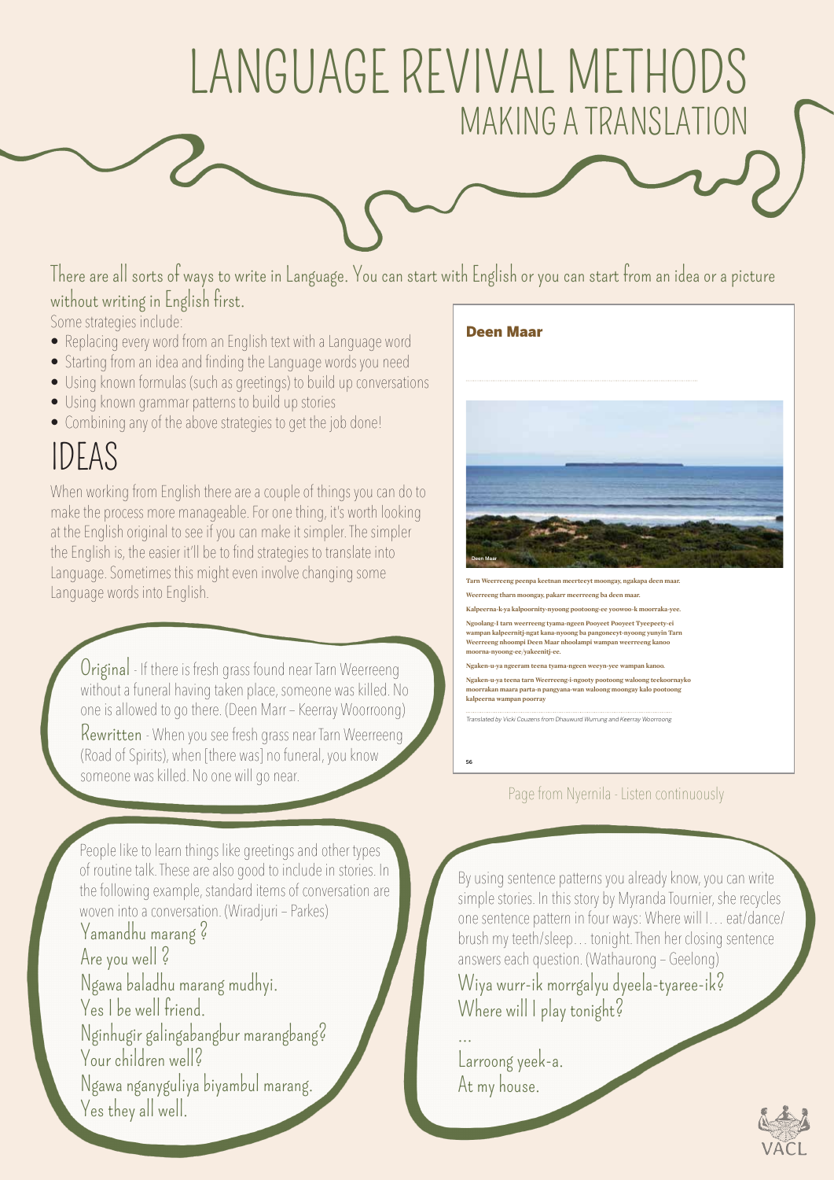# LANGUAGE REVIVAL METHODS

## MAKING A TRANSLATION

There are all sorts of ways to write in Language. You can start with English or you can start from an idea or a picture without writing in English first.

Some strategies include:

- Replacing every word from an English text with a Language word
- Starting from an idea and finding the Language words you need
- Using known formulas (such as greetings) to build up conversations
- Using known grammar patterns to build up stories
- Combining any of the above strategies to get the job done!

# IDEAS

When working from English there are a couple of things you can do to make the process more manageable. For one thing, it's worth looking at the English original to see if you can make it simpler. The simpler the English is, the easier it'll be to find strategies to translate into Language. Sometimes this might even involve changing some Language words into English.

Original - If there is fresh grass found near Tarn Weerreeng without a funeral having taken place, someone was killed. No one is allowed to go there. (Deen Marr – Keerray Woorroong)

Rewritten - When you see fresh grass near Tarn Weerreeng (Road of Spirits), when [there was] no funeral, you know someone was killed. No one will go near.

**Deen Maar**

Deen Maar

Tarn Weerreeng peenpa keetnan meerteeyt moongay, ngakapa deen maar.

Weerreeng tharn moongay, pakarr meerreeng ba deen maar.

Kalpeerna-k-ya kalpoornity-nyoong pootoong-ee yoowoo-k moorraka-yee.

Ngoolang-I tarn weerreeng tyama-ngeen Pooyeet Pooyeet Tyeepeety-ei wampan kalpeernitj-ngat kana-nyoong ba pangoneeyt-nyoong yunyin Tarn Weerreeng nhoompi Deen Maar nhoolampi wampan weerreeng kanoo moorna-nyoong-ee/yakeenitj-ee.

Ngaken-u-ya ngeeram teena tyama-ngeen weeyn-yee wampan kanoo.

Ngaken-u-ya teena tarn Weerreeng-i-ngooty pootoong waloong teekoornayko moorrakan maara parta-n pangyana-wan waloong moongay kalo pootoong kalpeerna wampan poorray

*Translated by Vicki Couzens from Dhauwurd Wurrung and Keerray Woorroong*

Page from Nyernila - Listen continuously

People like to learn things like greetings and other types of routine talk. These are also good to include in stories. In the following example, standard items of conversation are woven into a conversation. (Wiradjuri – Parkes)

Yamandhu marang ?
Are you well ?
Ngawa baladhu marang mudhyi.
Yes I be well friend.
Nginhugir galingabangbur marangbang?
Your children well?
Ngawa nganyguliya biyambul marang.
Yes they all well.

By using sentence patterns you already know, you can write simple stories. In this story by Myranda Tournier, she recycles one sentence pattern in four ways: Where will I… eat/dance/brush my teeth/sleep… tonight. Then her closing sentence answers each question. (Wathaurong – Geelong)

Wiya wurr-ik morrgalyu dyeela-tyaree-ik?
Where will I play tonight?

…

Larroong yeek-a.
At my house.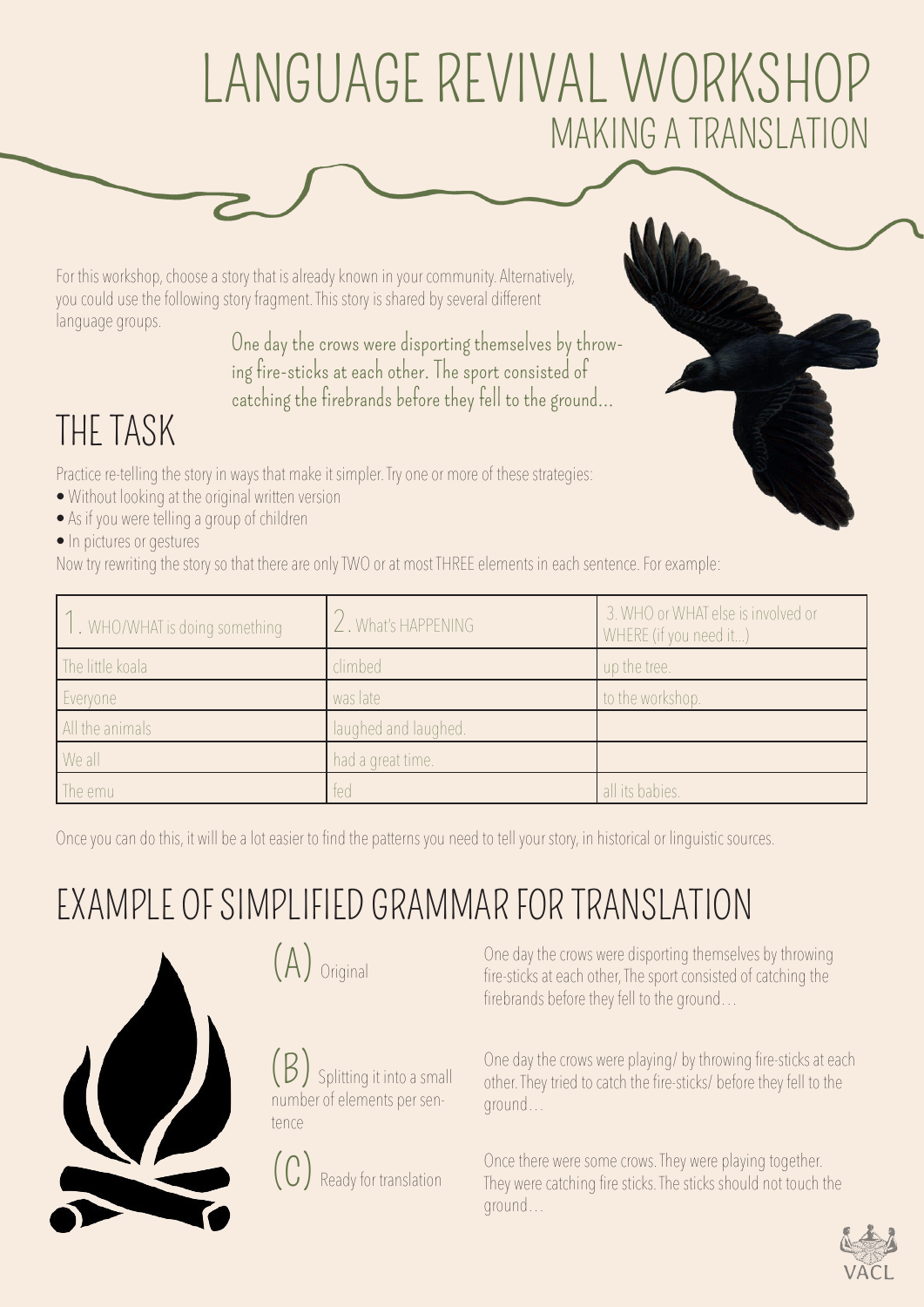# LANGUAGE REVIVAL WORKSHOP
## MAKING A TRANSLATION

For this workshop, choose a story that is already known in your community. Alternatively, you could use the following story fragment. This story is shared by several different language groups.

> One day the crows were disporting themselves by throwing fire-sticks at each other. The sport consisted of catching the firebrands before they fell to the ground...

## THE TASK

Practice re-telling the story in ways that make it simpler. Try one or more of these strategies:

- Without looking at the original written version
- As if you were telling a group of children
- In pictures or gestures

Now try rewriting the story so that there are only TWO or at most THREE elements in each sentence. For example:

| 1. WHO/WHAT is doing something | 2. What's HAPPENING | 3. WHO or WHAT else is involved or WHERE (if you need it...) |
|---|---|---|
| The little koala | climbed | up the tree. |
| Everyone | was late | to the workshop. |
| All the animals | laughed and laughed. | |
| We all | had a great time. | |
| The emu | fed | all its babies. |

Once you can do this, it will be a lot easier to find the patterns you need to tell your story, in historical or linguistic sources.

## EXAMPLE OF SIMPLIFIED GRAMMAR FOR TRANSLATION

**(A) Original**

One day the crows were disporting themselves by throwing fire-sticks at each other, The sport consisted of catching the firebrands before they fell to the ground…

**(B) Splitting it into a small number of elements per sentence**

One day the crows were playing/ by throwing fire-sticks at each other. They tried to catch the fire-sticks/ before they fell to the ground…

**(C) Ready for translation**

Once there were some crows. They were playing together. They were catching fire sticks. The sticks should not touch the ground…

VACL